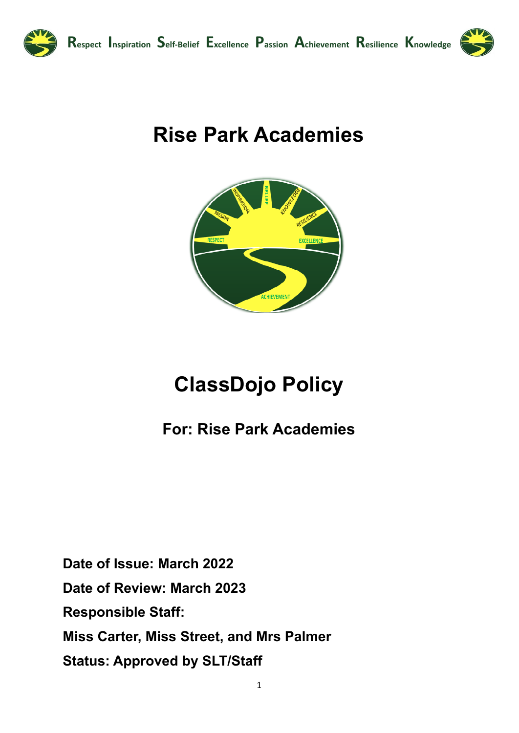Respect Inspiration Self-Belief Excellence Passion Achievement Resilience Knowledge

# Rise Park Academies

# ClassDojo Policy

## For: Rise Park Academies

**Date of Issue: March 2022**

**Date of Review: March 2023**

**Responsible Staff:**

**Miss Carter, Miss Street, and Mrs Palmer**

**Status: Approved by SLT/Staff**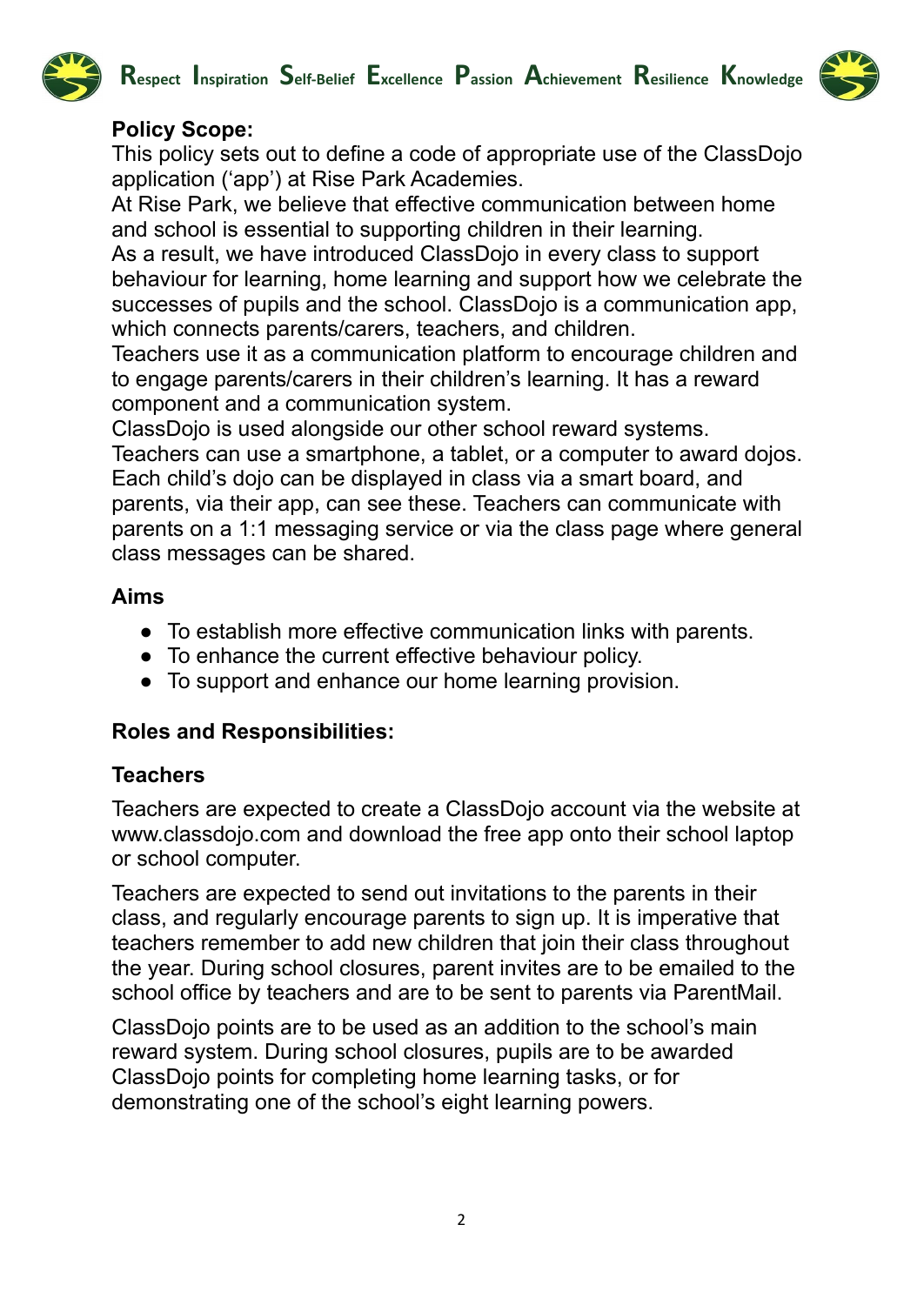**Policy Scope:**

This policy sets out to define a code of appropriate use of the ClassDojo application ('app') at Rise Park Academies.

At Rise Park, we believe that effective communication between home and school is essential to supporting children in their learning.

As a result, we have introduced ClassDojo in every class to support behaviour for learning, home learning and support how we celebrate the successes of pupils and the school. ClassDojo is a communication app, which connects parents/carers, teachers, and children.

Teachers use it as a communication platform to encourage children and to engage parents/carers in their children's learning. It has a reward component and a communication system.

ClassDojo is used alongside our other school reward systems.

Teachers can use a smartphone, a tablet, or a computer to award dojos. Each child's dojo can be displayed in class via a smart board, and parents, via their app, can see these. Teachers can communicate with parents on a 1:1 messaging service or via the class page where general class messages can be shared.

**Aims**

- To establish more effective communication links with parents.
- To enhance the current effective behaviour policy.
- To support and enhance our home learning provision.

**Roles and Responsibilities:**

**Teachers**

Teachers are expected to create a ClassDojo account via the website at www.classdojo.com and download the free app onto their school laptop or school computer.

Teachers are expected to send out invitations to the parents in their class, and regularly encourage parents to sign up. It is imperative that teachers remember to add new children that join their class throughout the year. During school closures, parent invites are to be emailed to the school office by teachers and are to be sent to parents via ParentMail.

ClassDojo points are to be used as an addition to the school's main reward system. During school closures, pupils are to be awarded ClassDojo points for completing home learning tasks, or for demonstrating one of the school's eight learning powers.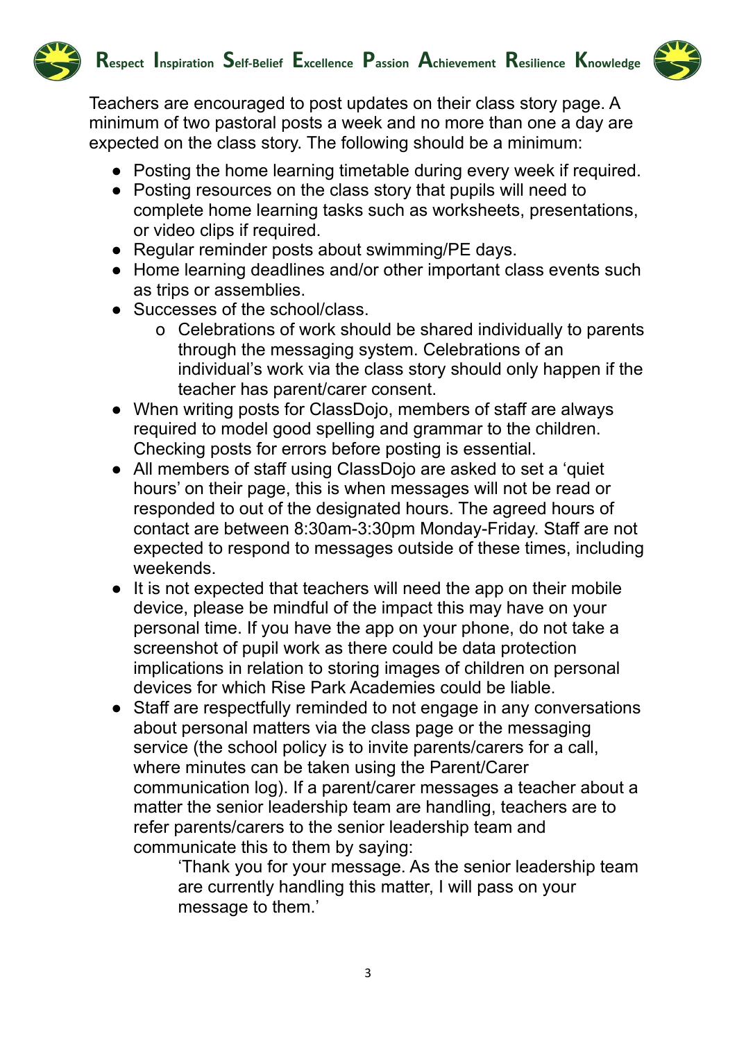Teachers are encouraged to post updates on their class story page. A minimum of two pastoral posts a week and no more than one a day are expected on the class story. The following should be a minimum:

- Posting the home learning timetable during every week if required.
- Posting resources on the class story that pupils will need to complete home learning tasks such as worksheets, presentations, or video clips if required.
- Regular reminder posts about swimming/PE days.
- Home learning deadlines and/or other important class events such as trips or assemblies.
- Successes of the school/class.
    - Celebrations of work should be shared individually to parents through the messaging system. Celebrations of an individual's work via the class story should only happen if the teacher has parent/carer consent.
- When writing posts for ClassDojo, members of staff are always required to model good spelling and grammar to the children. Checking posts for errors before posting is essential.
- All members of staff using ClassDojo are asked to set a 'quiet hours' on their page, this is when messages will not be read or responded to out of the designated hours. The agreed hours of contact are between 8:30am-3:30pm Monday-Friday. Staff are not expected to respond to messages outside of these times, including weekends.
- It is not expected that teachers will need the app on their mobile device, please be mindful of the impact this may have on your personal time. If you have the app on your phone, do not take a screenshot of pupil work as there could be data protection implications in relation to storing images of children on personal devices for which Rise Park Academies could be liable.
- Staff are respectfully reminded to not engage in any conversations about personal matters via the class page or the messaging service (the school policy is to invite parents/carers for a call, where minutes can be taken using the Parent/Carer communication log). If a parent/carer messages a teacher about a matter the senior leadership team are handling, teachers are to refer parents/carers to the senior leadership team and communicate this to them by saying:

    'Thank you for your message. As the senior leadership team are currently handling this matter, I will pass on your message to them.'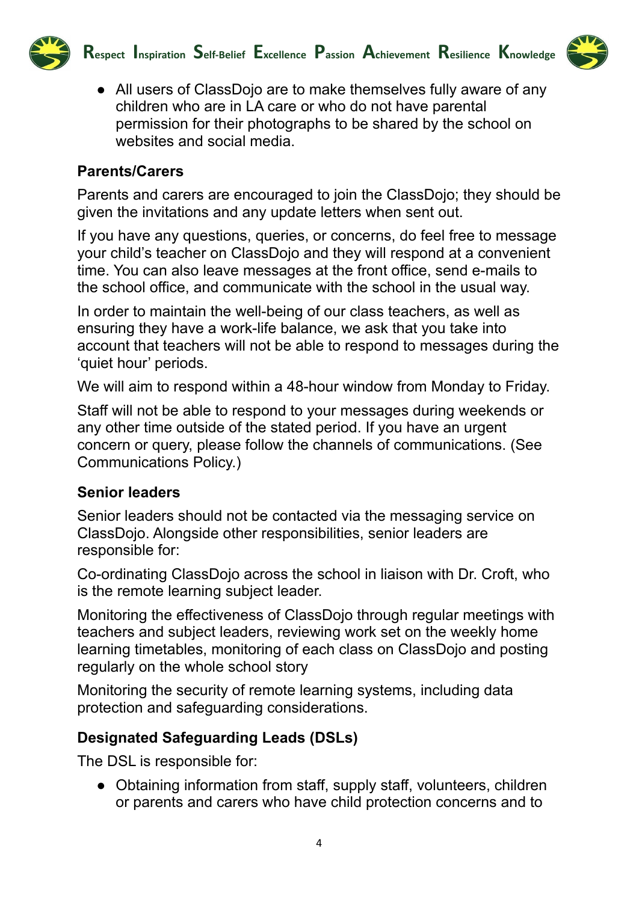- All users of ClassDojo are to make themselves fully aware of any children who are in LA care or who do not have parental permission for their photographs to be shared by the school on websites and social media.

**Parents/Carers**

Parents and carers are encouraged to join the ClassDojo; they should be given the invitations and any update letters when sent out.

If you have any questions, queries, or concerns, do feel free to message your child's teacher on ClassDojo and they will respond at a convenient time. You can also leave messages at the front office, send e-mails to the school office, and communicate with the school in the usual way.

In order to maintain the well-being of our class teachers, as well as ensuring they have a work-life balance, we ask that you take into account that teachers will not be able to respond to messages during the 'quiet hour' periods.

We will aim to respond within a 48-hour window from Monday to Friday.

Staff will not be able to respond to your messages during weekends or any other time outside of the stated period. If you have an urgent concern or query, please follow the channels of communications. (See Communications Policy.)

**Senior leaders**

Senior leaders should not be contacted via the messaging service on ClassDojo. Alongside other responsibilities, senior leaders are responsible for:

Co-ordinating ClassDojo across the school in liaison with Dr. Croft, who is the remote learning subject leader.

Monitoring the effectiveness of ClassDojo through regular meetings with teachers and subject leaders, reviewing work set on the weekly home learning timetables, monitoring of each class on ClassDojo and posting regularly on the whole school story

Monitoring the security of remote learning systems, including data protection and safeguarding considerations.

**Designated Safeguarding Leads (DSLs)**

The DSL is responsible for:

- Obtaining information from staff, supply staff, volunteers, children or parents and carers who have child protection concerns and to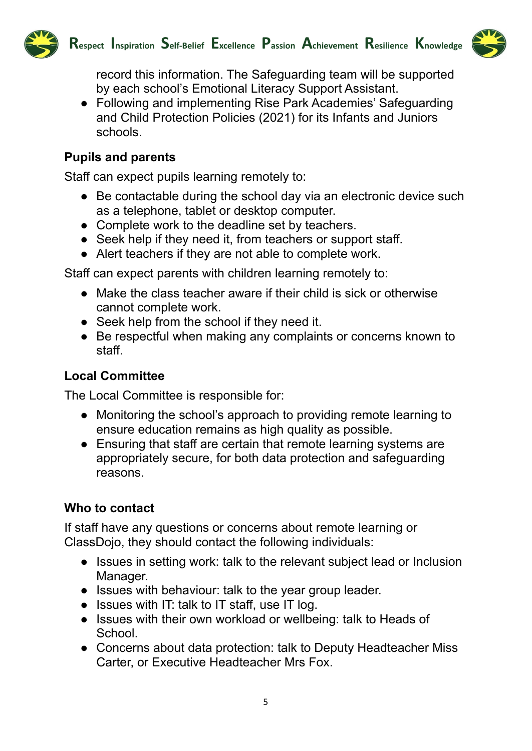record this information. The Safeguarding team will be supported by each school's Emotional Literacy Support Assistant.
- Following and implementing Rise Park Academies' Safeguarding and Child Protection Policies (2021) for its Infants and Juniors schools.

**Pupils and parents**

Staff can expect pupils learning remotely to:

- Be contactable during the school day via an electronic device such as a telephone, tablet or desktop computer.
- Complete work to the deadline set by teachers.
- Seek help if they need it, from teachers or support staff.
- Alert teachers if they are not able to complete work.

Staff can expect parents with children learning remotely to:

- Make the class teacher aware if their child is sick or otherwise cannot complete work.
- Seek help from the school if they need it.
- Be respectful when making any complaints or concerns known to staff.

**Local Committee**

The Local Committee is responsible for:

- Monitoring the school's approach to providing remote learning to ensure education remains as high quality as possible.
- Ensuring that staff are certain that remote learning systems are appropriately secure, for both data protection and safeguarding reasons.

**Who to contact**

If staff have any questions or concerns about remote learning or ClassDojo, they should contact the following individuals:

- Issues in setting work: talk to the relevant subject lead or Inclusion Manager.
- Issues with behaviour: talk to the year group leader.
- Issues with IT: talk to IT staff, use IT log.
- Issues with their own workload or wellbeing: talk to Heads of School.
- Concerns about data protection: talk to Deputy Headteacher Miss Carter, or Executive Headteacher Mrs Fox.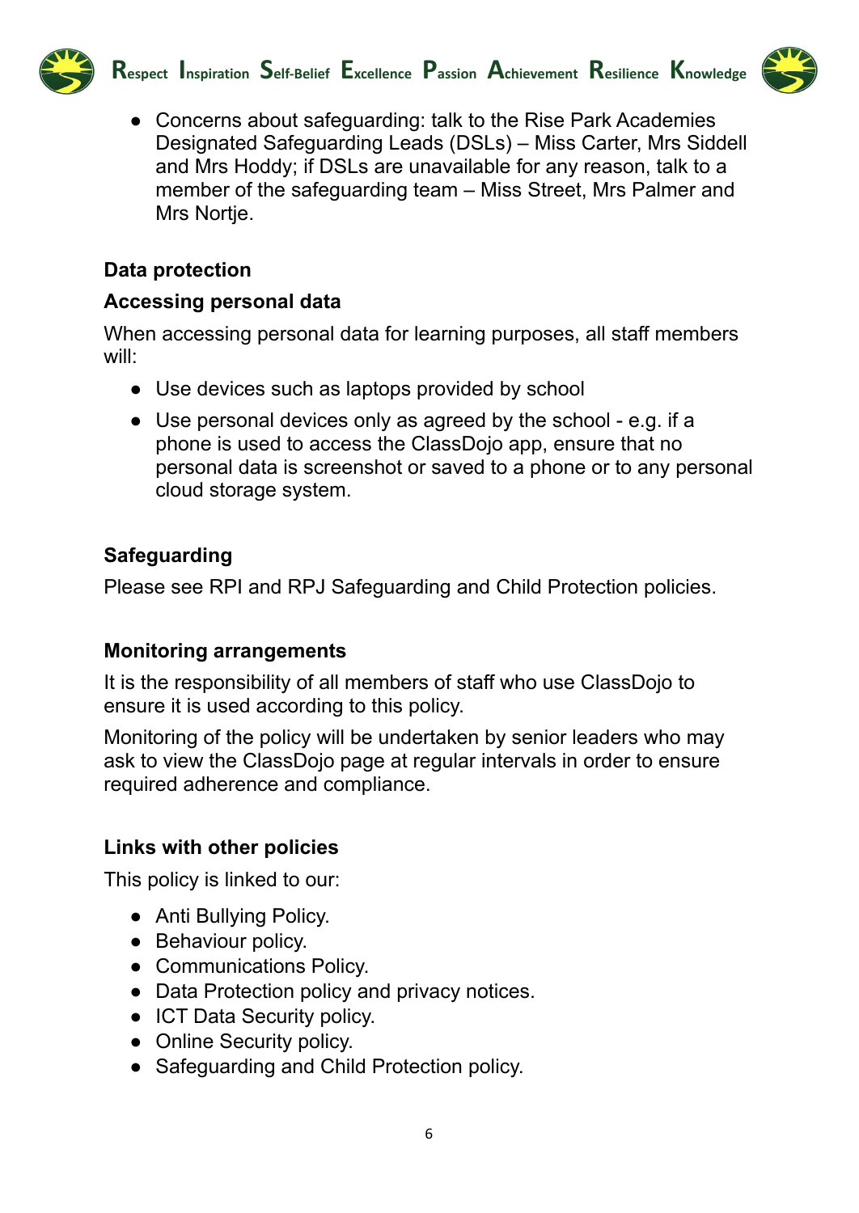- Concerns about safeguarding: talk to the Rise Park Academies Designated Safeguarding Leads (DSLs) – Miss Carter, Mrs Siddell and Mrs Hoddy; if DSLs are unavailable for any reason, talk to a member of the safeguarding team – Miss Street, Mrs Palmer and Mrs Nortje.

**Data protection**

**Accessing personal data**

When accessing personal data for learning purposes, all staff members will:

- Use devices such as laptops provided by school
- Use personal devices only as agreed by the school - e.g. if a phone is used to access the ClassDojo app, ensure that no personal data is screenshot or saved to a phone or to any personal cloud storage system.

**Safeguarding**

Please see RPI and RPJ Safeguarding and Child Protection policies.

**Monitoring arrangements**

It is the responsibility of all members of staff who use ClassDojo to ensure it is used according to this policy.

Monitoring of the policy will be undertaken by senior leaders who may ask to view the ClassDojo page at regular intervals in order to ensure required adherence and compliance.

**Links with other policies**

This policy is linked to our:

- Anti Bullying Policy.
- Behaviour policy.
- Communications Policy.
- Data Protection policy and privacy notices.
- ICT Data Security policy.
- Online Security policy.
- Safeguarding and Child Protection policy.